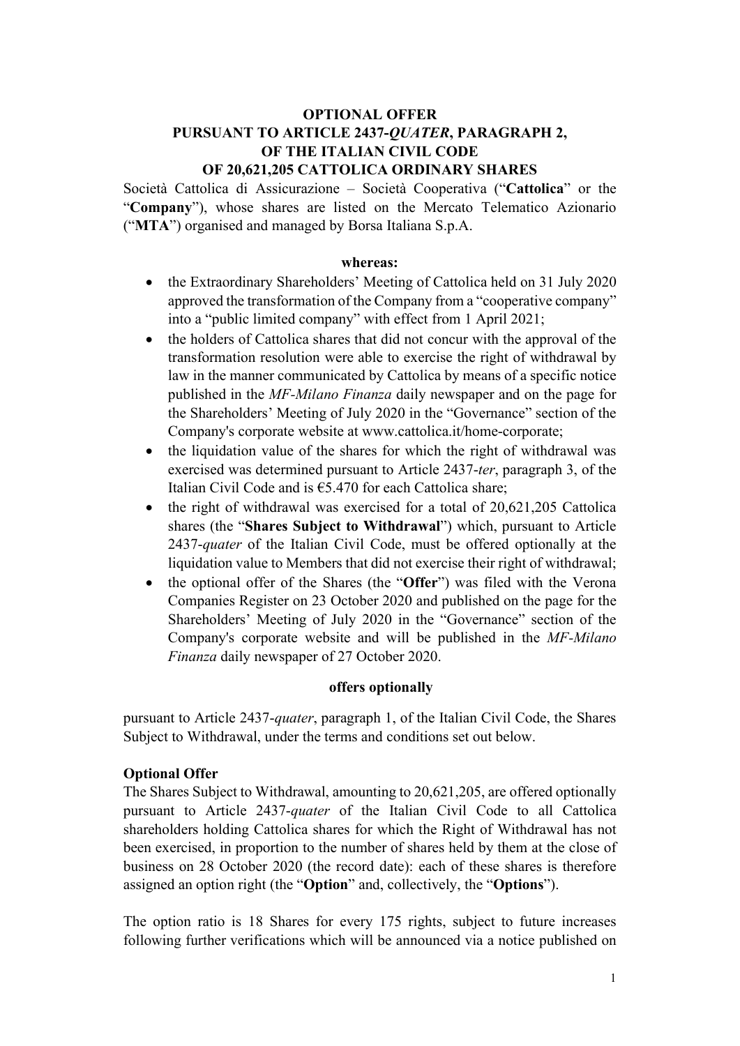# OPTIONAL OFFER
# PURSUANT TO ARTICLE 2437-*QUATER*, PARAGRAPH 2, OF THE ITALIAN CIVIL CODE OF 20,621,205 CATTOLICA ORDINARY SHARES

Società Cattolica di Assicurazione – Società Cooperativa ("**Cattolica**" or the "**Company**"), whose shares are listed on the Mercato Telematico Azionario ("**MTA**") organised and managed by Borsa Italiana S.p.A.

**whereas:**

- the Extraordinary Shareholders' Meeting of Cattolica held on 31 July 2020 approved the transformation of the Company from a "cooperative company" into a "public limited company" with effect from 1 April 2021;
- the holders of Cattolica shares that did not concur with the approval of the transformation resolution were able to exercise the right of withdrawal by law in the manner communicated by Cattolica by means of a specific notice published in the *MF-Milano Finanza* daily newspaper and on the page for the Shareholders' Meeting of July 2020 in the "Governance" section of the Company's corporate website at www.cattolica.it/home-corporate;
- the liquidation value of the shares for which the right of withdrawal was exercised was determined pursuant to Article 2437-*ter*, paragraph 3, of the Italian Civil Code and is €5.470 for each Cattolica share;
- the right of withdrawal was exercised for a total of 20,621,205 Cattolica shares (the "**Shares Subject to Withdrawal**") which, pursuant to Article 2437-*quater* of the Italian Civil Code, must be offered optionally at the liquidation value to Members that did not exercise their right of withdrawal;
- the optional offer of the Shares (the "**Offer**") was filed with the Verona Companies Register on 23 October 2020 and published on the page for the Shareholders' Meeting of July 2020 in the "Governance" section of the Company's corporate website and will be published in the *MF-Milano Finanza* daily newspaper of 27 October 2020.

**offers optionally**

pursuant to Article 2437-*quater*, paragraph 1, of the Italian Civil Code, the Shares Subject to Withdrawal, under the terms and conditions set out below.

**Optional Offer**

The Shares Subject to Withdrawal, amounting to 20,621,205, are offered optionally pursuant to Article 2437-*quater* of the Italian Civil Code to all Cattolica shareholders holding Cattolica shares for which the Right of Withdrawal has not been exercised, in proportion to the number of shares held by them at the close of business on 28 October 2020 (the record date): each of these shares is therefore assigned an option right (the "**Option**" and, collectively, the "**Options**").

The option ratio is 18 Shares for every 175 rights, subject to future increases following further verifications which will be announced via a notice published on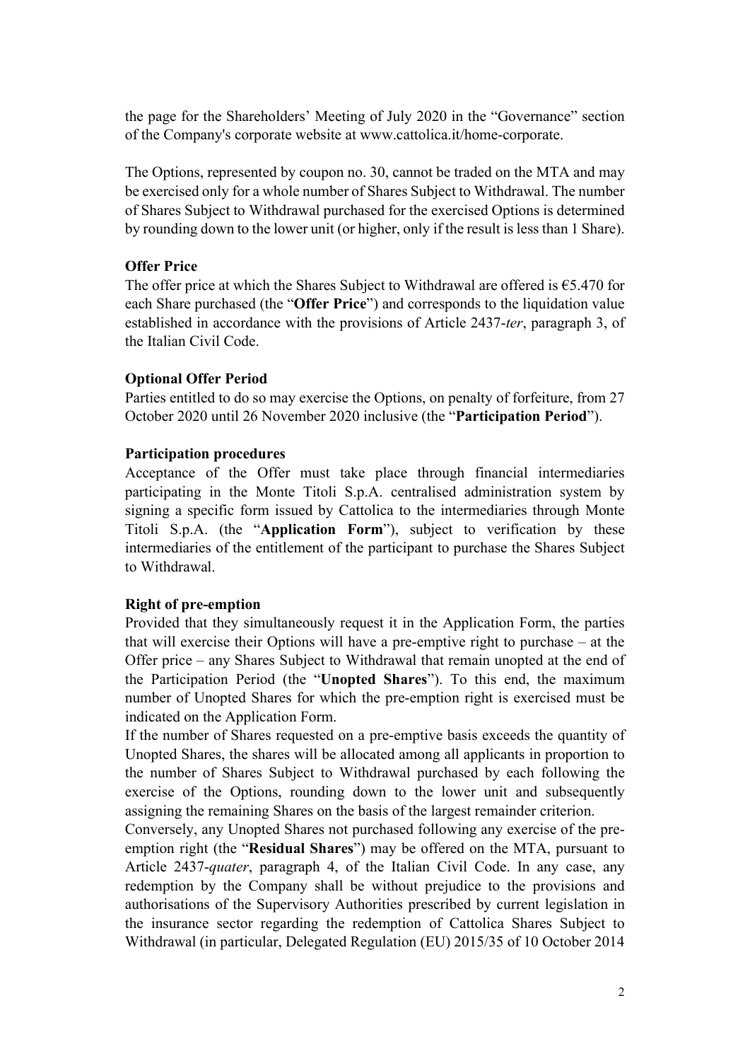the page for the Shareholders' Meeting of July 2020 in the "Governance" section of the Company's corporate website at www.cattolica.it/home-corporate.

The Options, represented by coupon no. 30, cannot be traded on the MTA and may be exercised only for a whole number of Shares Subject to Withdrawal. The number of Shares Subject to Withdrawal purchased for the exercised Options is determined by rounding down to the lower unit (or higher, only if the result is less than 1 Share).

**Offer Price**

The offer price at which the Shares Subject to Withdrawal are offered is €5.470 for each Share purchased (the "**Offer Price**") and corresponds to the liquidation value established in accordance with the provisions of Article 2437-*ter*, paragraph 3, of the Italian Civil Code.

**Optional Offer Period**

Parties entitled to do so may exercise the Options, on penalty of forfeiture, from 27 October 2020 until 26 November 2020 inclusive (the "**Participation Period**").

**Participation procedures**

Acceptance of the Offer must take place through financial intermediaries participating in the Monte Titoli S.p.A. centralised administration system by signing a specific form issued by Cattolica to the intermediaries through Monte Titoli S.p.A. (the "**Application Form**"), subject to verification by these intermediaries of the entitlement of the participant to purchase the Shares Subject to Withdrawal.

**Right of pre-emption**

Provided that they simultaneously request it in the Application Form, the parties that will exercise their Options will have a pre-emptive right to purchase – at the Offer price – any Shares Subject to Withdrawal that remain unopted at the end of the Participation Period (the "**Unopted Shares**"). To this end, the maximum number of Unopted Shares for which the pre-emption right is exercised must be indicated on the Application Form.

If the number of Shares requested on a pre-emptive basis exceeds the quantity of Unopted Shares, the shares will be allocated among all applicants in proportion to the number of Shares Subject to Withdrawal purchased by each following the exercise of the Options, rounding down to the lower unit and subsequently assigning the remaining Shares on the basis of the largest remainder criterion.

Conversely, any Unopted Shares not purchased following any exercise of the pre-emption right (the "**Residual Shares**") may be offered on the MTA, pursuant to Article 2437-*quater*, paragraph 4, of the Italian Civil Code. In any case, any redemption by the Company shall be without prejudice to the provisions and authorisations of the Supervisory Authorities prescribed by current legislation in the insurance sector regarding the redemption of Cattolica Shares Subject to Withdrawal (in particular, Delegated Regulation (EU) 2015/35 of 10 October 2014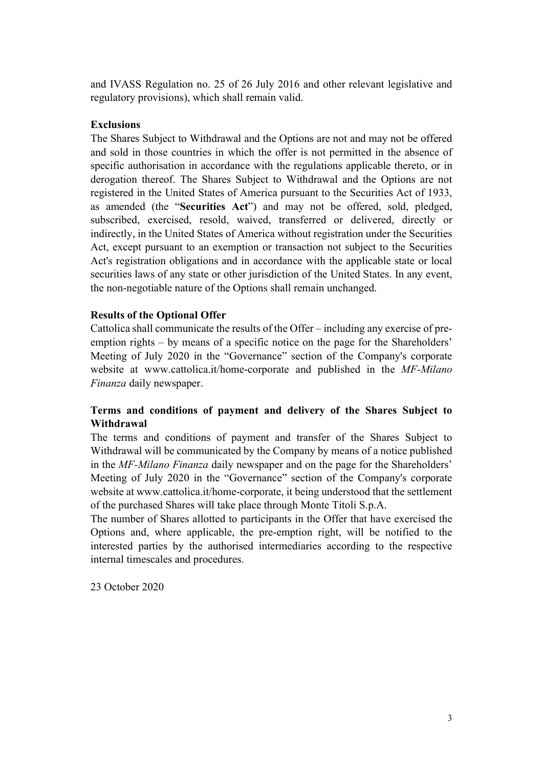and IVASS Regulation no. 25 of 26 July 2016 and other relevant legislative and regulatory provisions), which shall remain valid.

**Exclusions**

The Shares Subject to Withdrawal and the Options are not and may not be offered and sold in those countries in which the offer is not permitted in the absence of specific authorisation in accordance with the regulations applicable thereto, or in derogation thereof. The Shares Subject to Withdrawal and the Options are not registered in the United States of America pursuant to the Securities Act of 1933, as amended (the "**Securities Act**") and may not be offered, sold, pledged, subscribed, exercised, resold, waived, transferred or delivered, directly or indirectly, in the United States of America without registration under the Securities Act, except pursuant to an exemption or transaction not subject to the Securities Act's registration obligations and in accordance with the applicable state or local securities laws of any state or other jurisdiction of the United States. In any event, the non-negotiable nature of the Options shall remain unchanged.

**Results of the Optional Offer**

Cattolica shall communicate the results of the Offer – including any exercise of pre-emption rights – by means of a specific notice on the page for the Shareholders' Meeting of July 2020 in the "Governance" section of the Company's corporate website at www.cattolica.it/home-corporate and published in the *MF-Milano Finanza* daily newspaper.

**Terms and conditions of payment and delivery of the Shares Subject to Withdrawal**

The terms and conditions of payment and transfer of the Shares Subject to Withdrawal will be communicated by the Company by means of a notice published in the *MF-Milano Finanza* daily newspaper and on the page for the Shareholders' Meeting of July 2020 in the "Governance" section of the Company's corporate website at www.cattolica.it/home-corporate, it being understood that the settlement of the purchased Shares will take place through Monte Titoli S.p.A.

The number of Shares allotted to participants in the Offer that have exercised the Options and, where applicable, the pre-emption right, will be notified to the interested parties by the authorised intermediaries according to the respective internal timescales and procedures.

23 October 2020